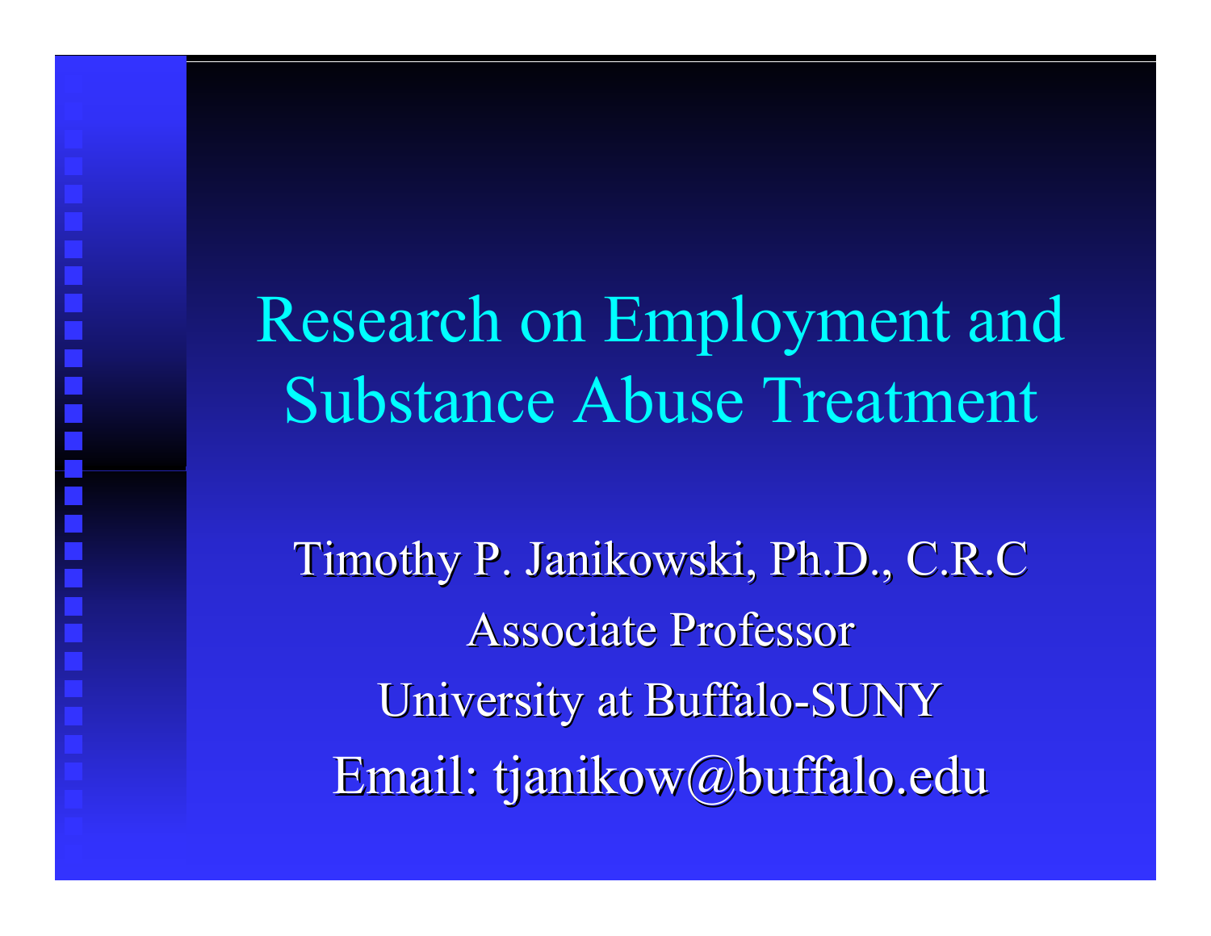# Research on Employment and Substance Abuse Treatment

Timothy P. Janikowski, Ph.D., C.R.C

Associate Professor

University at Buffalo-SUNY

Email: tjanikow@buffalo.edu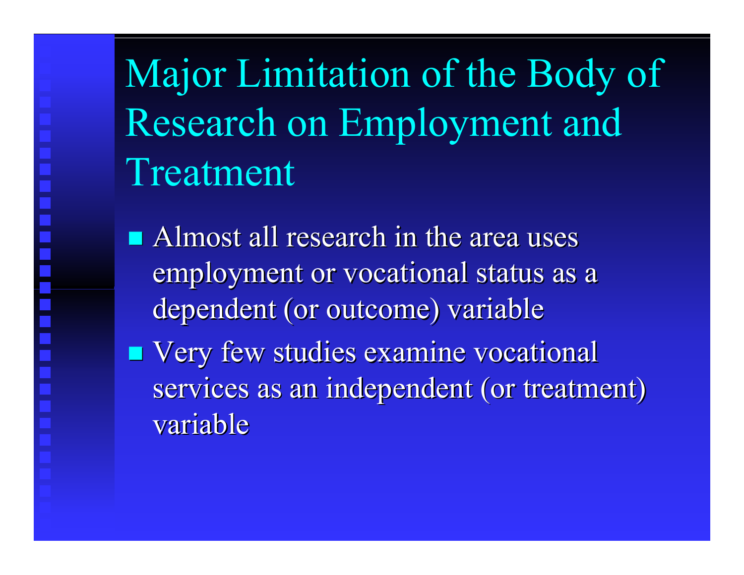# Major Limitation of the Body of Research on Employment and Treatment

- Almost all research in the area uses employment or vocational status as a dependent (or outcome) variable
- Very few studies examine vocational services as an independent (or treatment) variable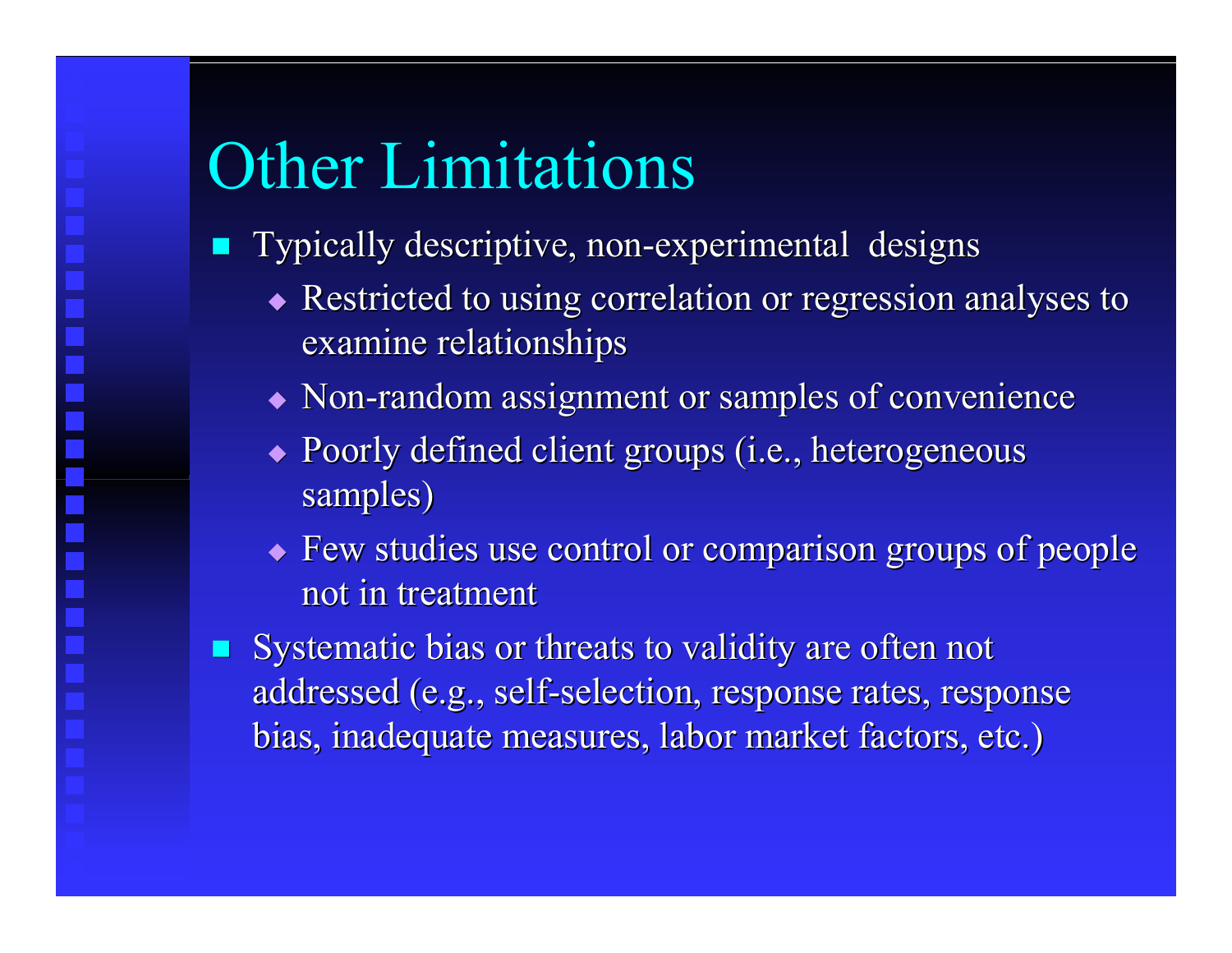# Other Limitations

- Typically descriptive, non-experimental designs
  - Restricted to using correlation or regression analyses to examine relationships
  - Non-random assignment or samples of convenience
  - Poorly defined client groups (i.e., heterogeneous samples)
  - Few studies use control or comparison groups of people not in treatment
- Systematic bias or threats to validity are often not addressed (e.g., self-selection, response rates, response bias, inadequate measures, labor market factors, etc.)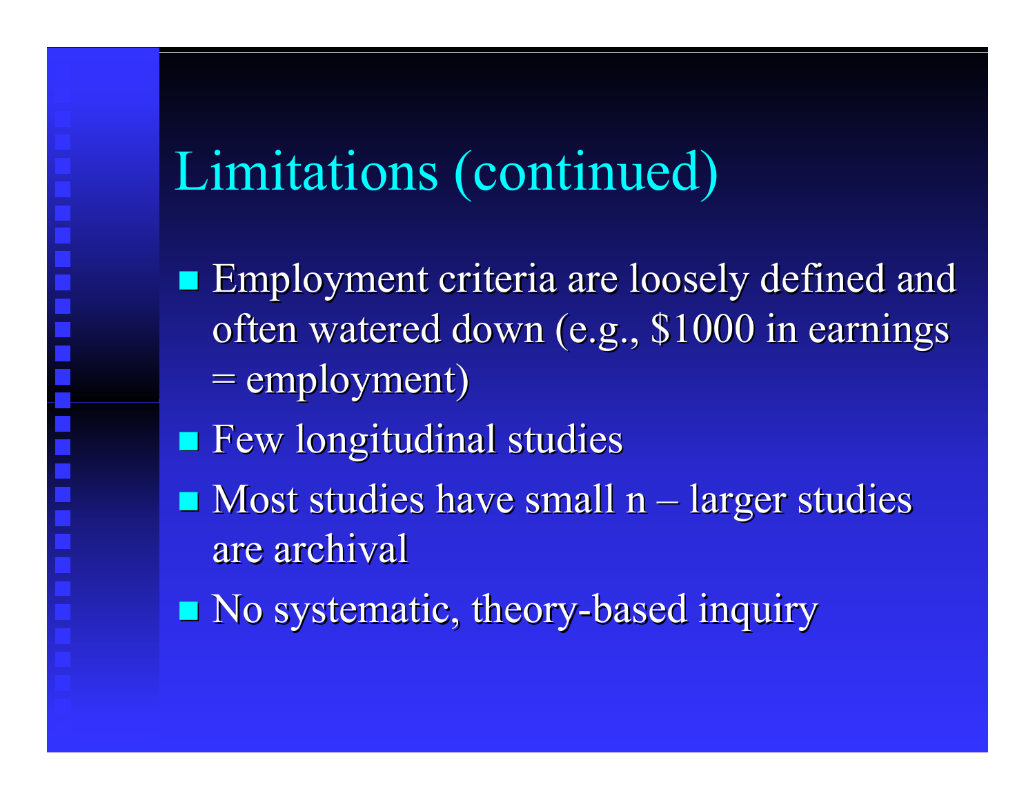# Limitations (continued)

- Employment criteria are loosely defined and often watered down (e.g., $1000 in earnings = employment)
- Few longitudinal studies
- Most studies have small n – larger studies are archival
- No systematic, theory-based inquiry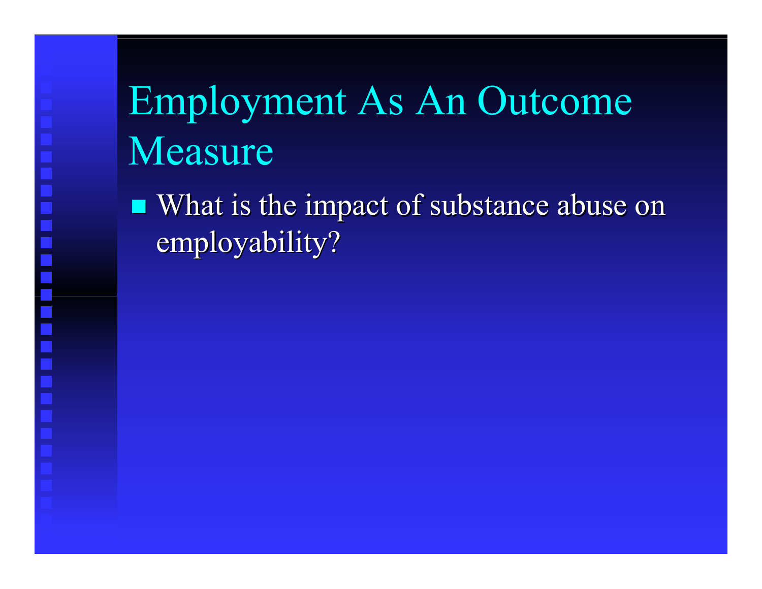# Employment As An Outcome Measure

- What is the impact of substance abuse on employability?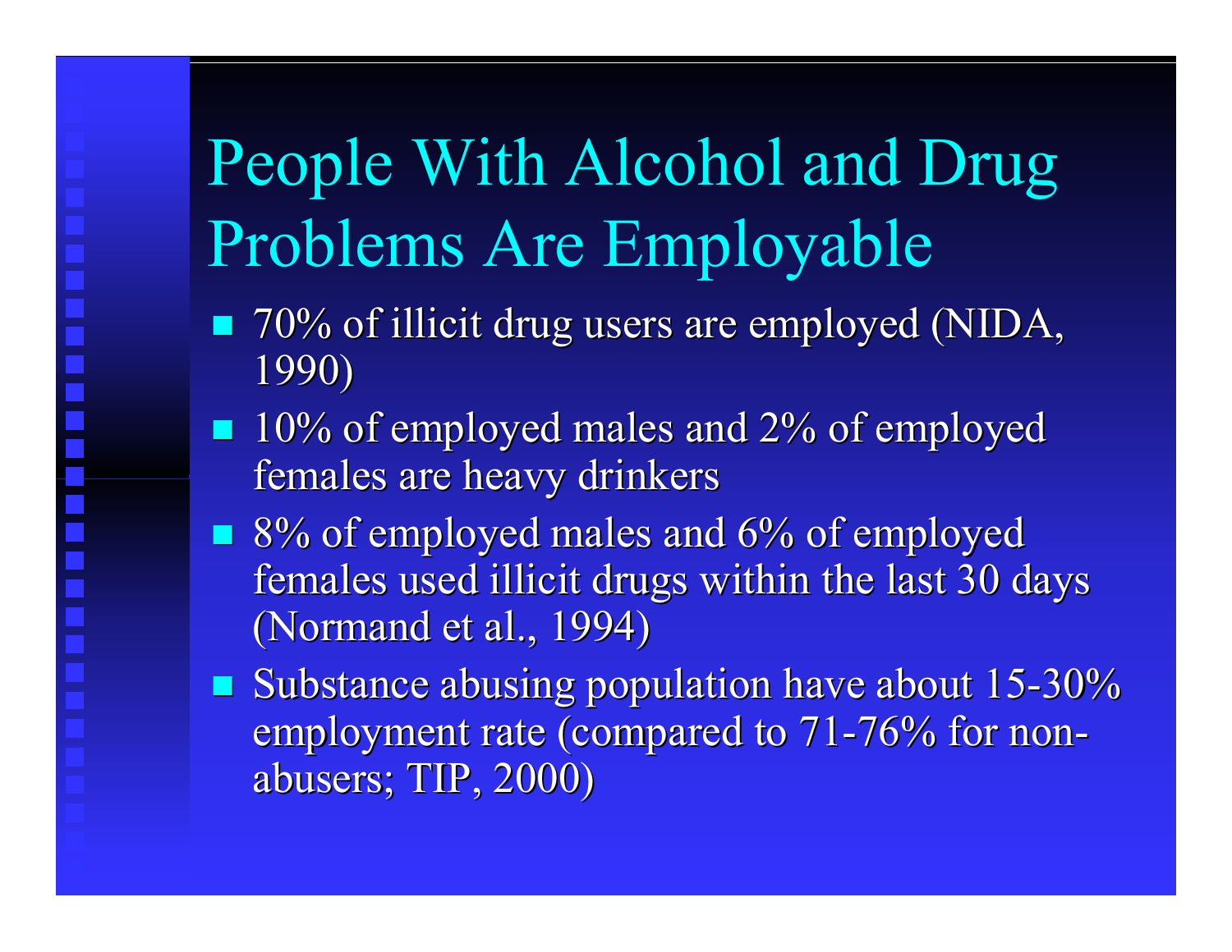# People With Alcohol and Drug Problems Are Employable

- 70% of illicit drug users are employed (NIDA, 1990)
- 10% of employed males and 2% of employed females are heavy drinkers
- 8% of employed males and 6% of employed females used illicit drugs within the last 30 days (Normand et al., 1994)
- Substance abusing population have about 15-30% employment rate (compared to 71-76% for non-abusers; TIP, 2000)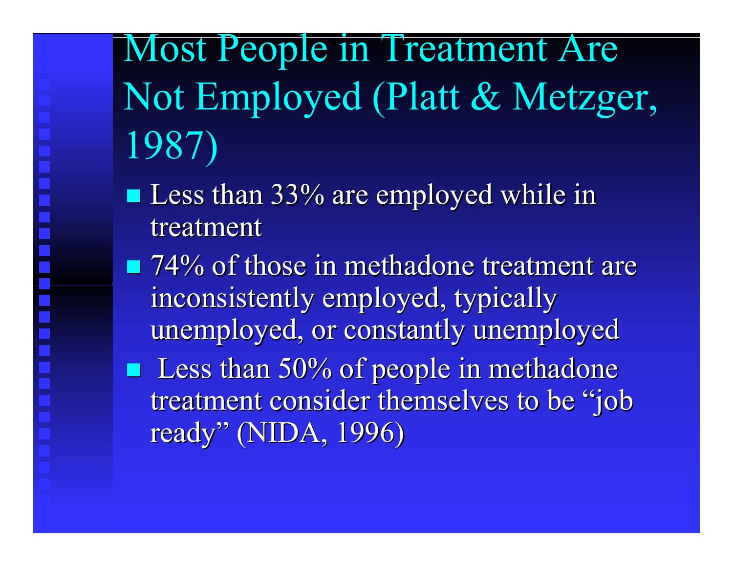# Most People in Treatment Are Not Employed (Platt & Metzger, 1987)

- Less than 33% are employed while in treatment
- 74% of those in methadone treatment are inconsistently employed, typically unemployed, or constantly unemployed
- Less than 50% of people in methadone treatment consider themselves to be "job ready" (NIDA, 1996)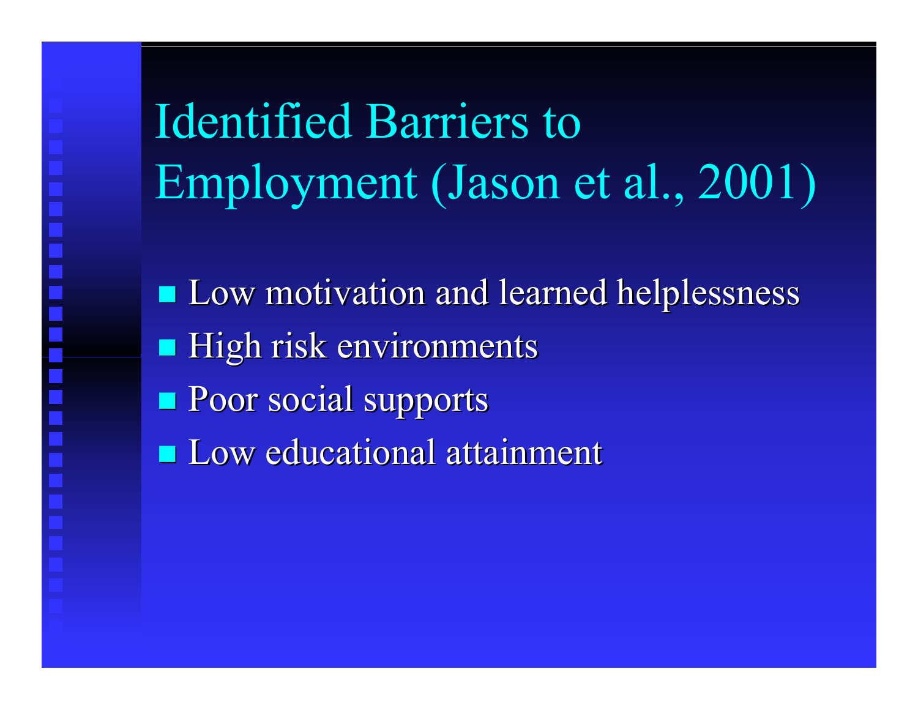# Identified Barriers to Employment (Jason et al., 2001)

- Low motivation and learned helplessness
- High risk environments
- Poor social supports
- Low educational attainment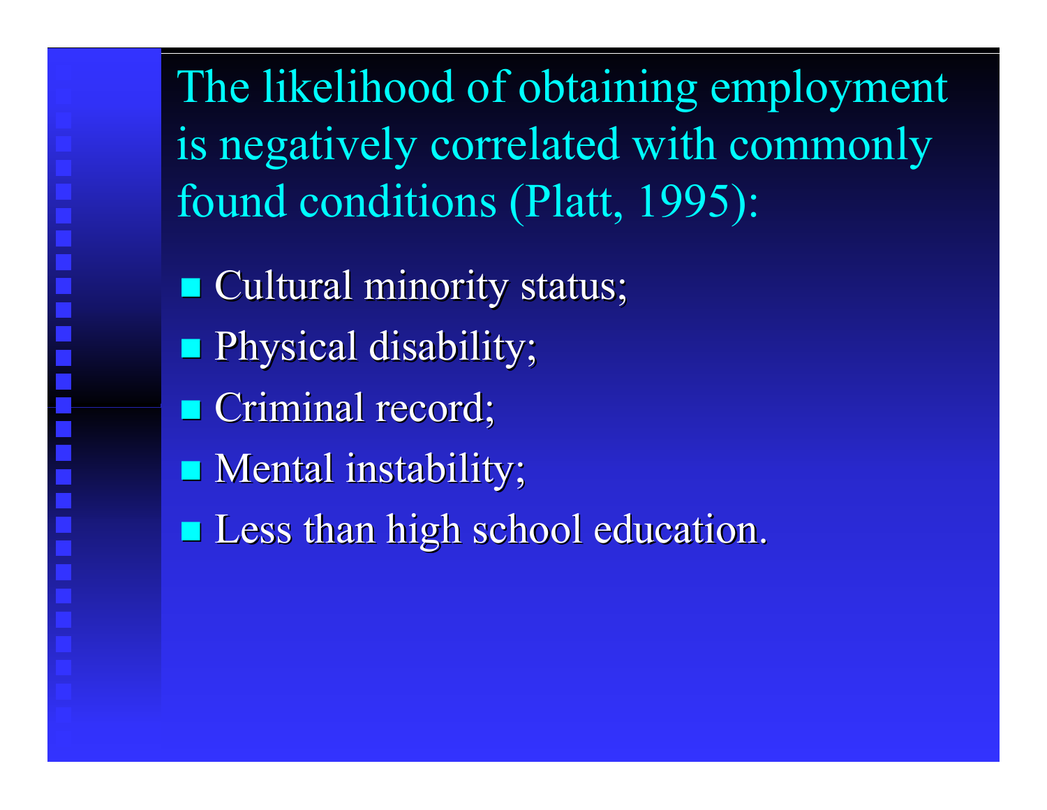## The likelihood of obtaining employment is negatively correlated with commonly found conditions (Platt, 1995):

- Cultural minority status;
- Physical disability;
- Criminal record;
- Mental instability;
- Less than high school education.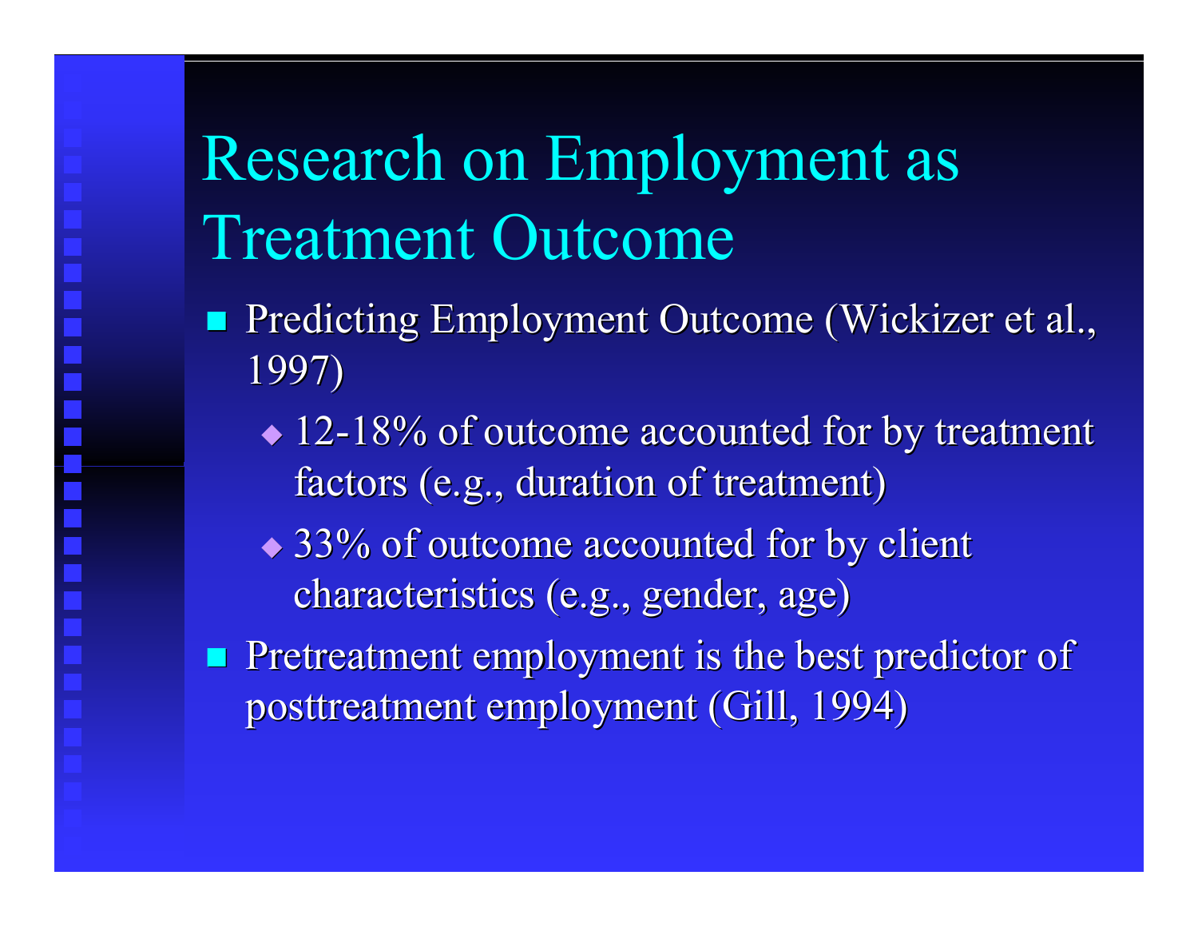# Research on Employment as Treatment Outcome

- Predicting Employment Outcome (Wickizer et al., 1997)
  - 12-18% of outcome accounted for by treatment factors (e.g., duration of treatment)
  - 33% of outcome accounted for by client characteristics (e.g., gender, age)
- Pretreatment employment is the best predictor of posttreatment employment (Gill, 1994)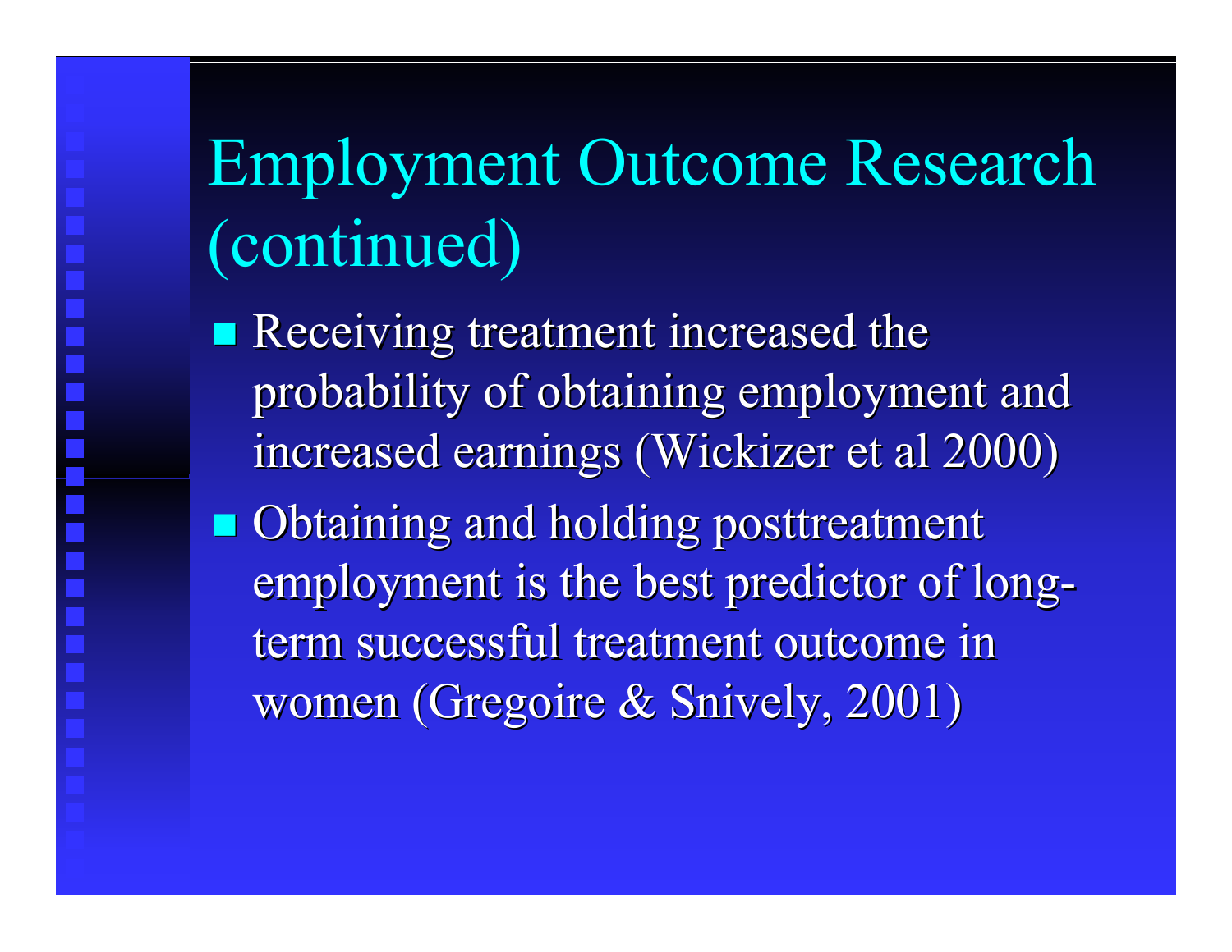# Employment Outcome Research (continued)

- Receiving treatment increased the probability of obtaining employment and increased earnings (Wickizer et al 2000)
- Obtaining and holding posttreatment employment is the best predictor of long-term successful treatment outcome in women (Gregoire & Snively, 2001)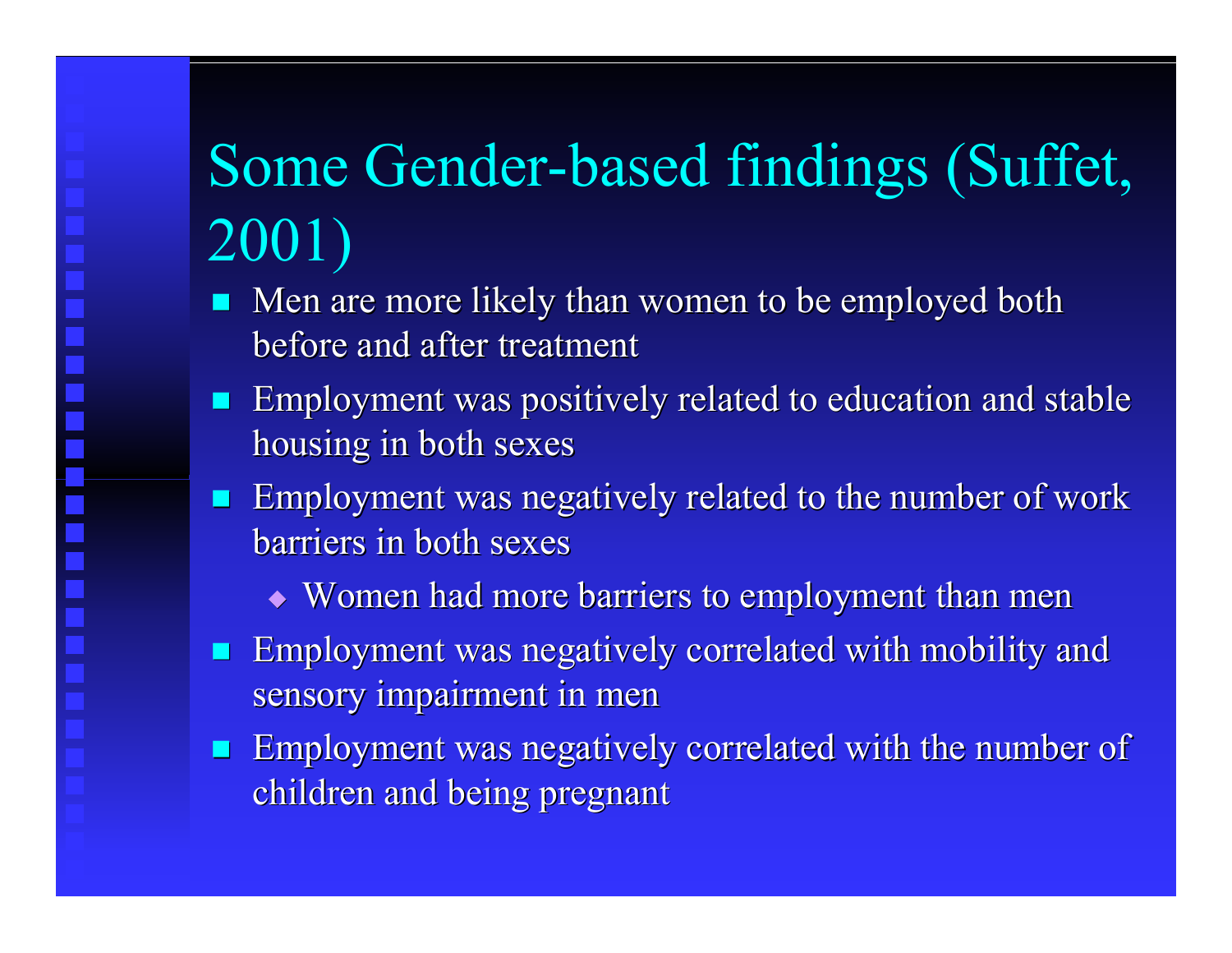# Some Gender-based findings (Suffet, 2001)

- Men are more likely than women to be employed both before and after treatment
- Employment was positively related to education and stable housing in both sexes
- Employment was negatively related to the number of work barriers in both sexes
  - Women had more barriers to employment than men
- Employment was negatively correlated with mobility and sensory impairment in men
- Employment was negatively correlated with the number of children and being pregnant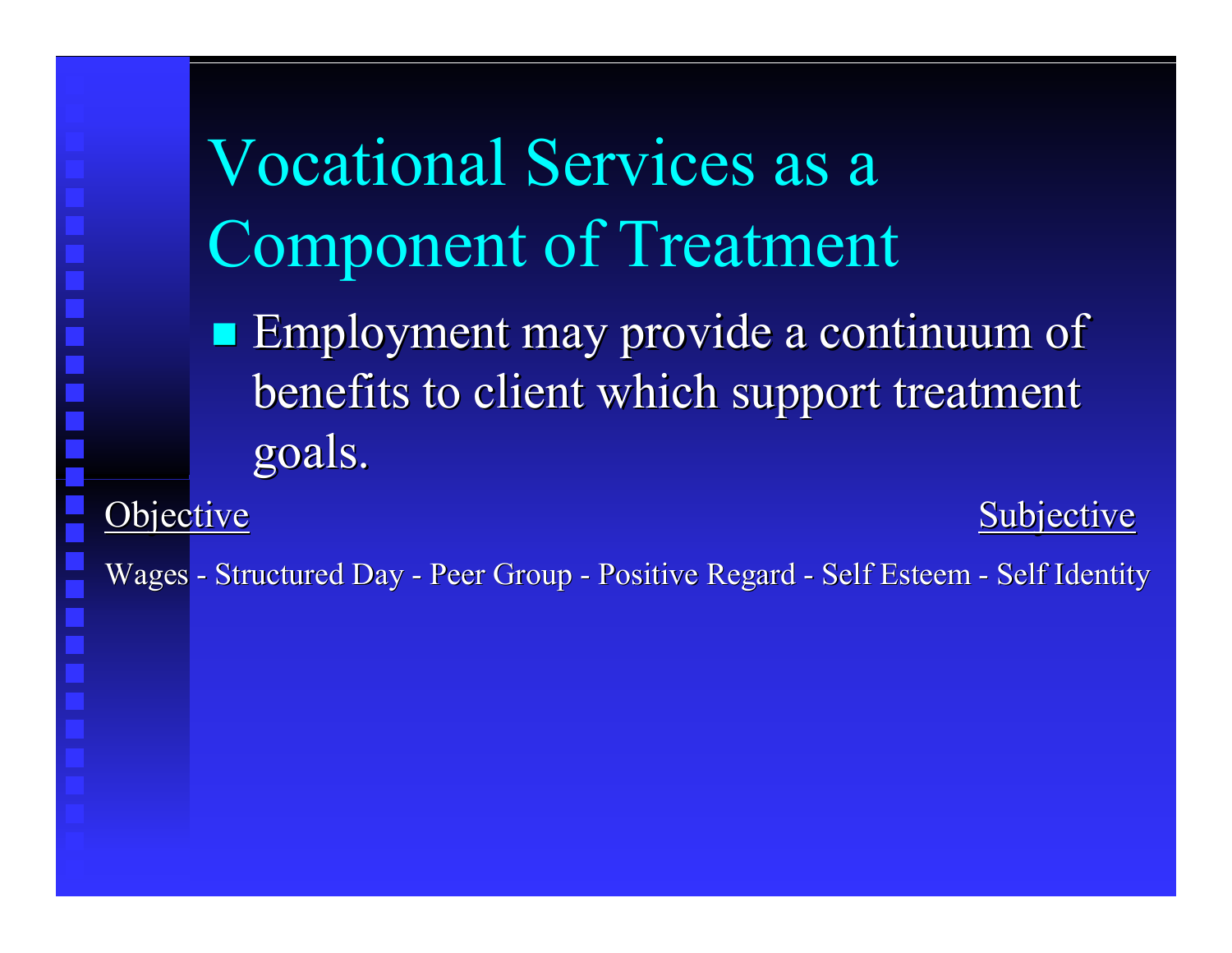# Vocational Services as a Component of Treatment

- Employment may provide a continuum of benefits to client which support treatment goals.

<u>Objective</u> <u>Subjective</u>

Wages - Structured Day - Peer Group - Positive Regard - Self Esteem - Self Identity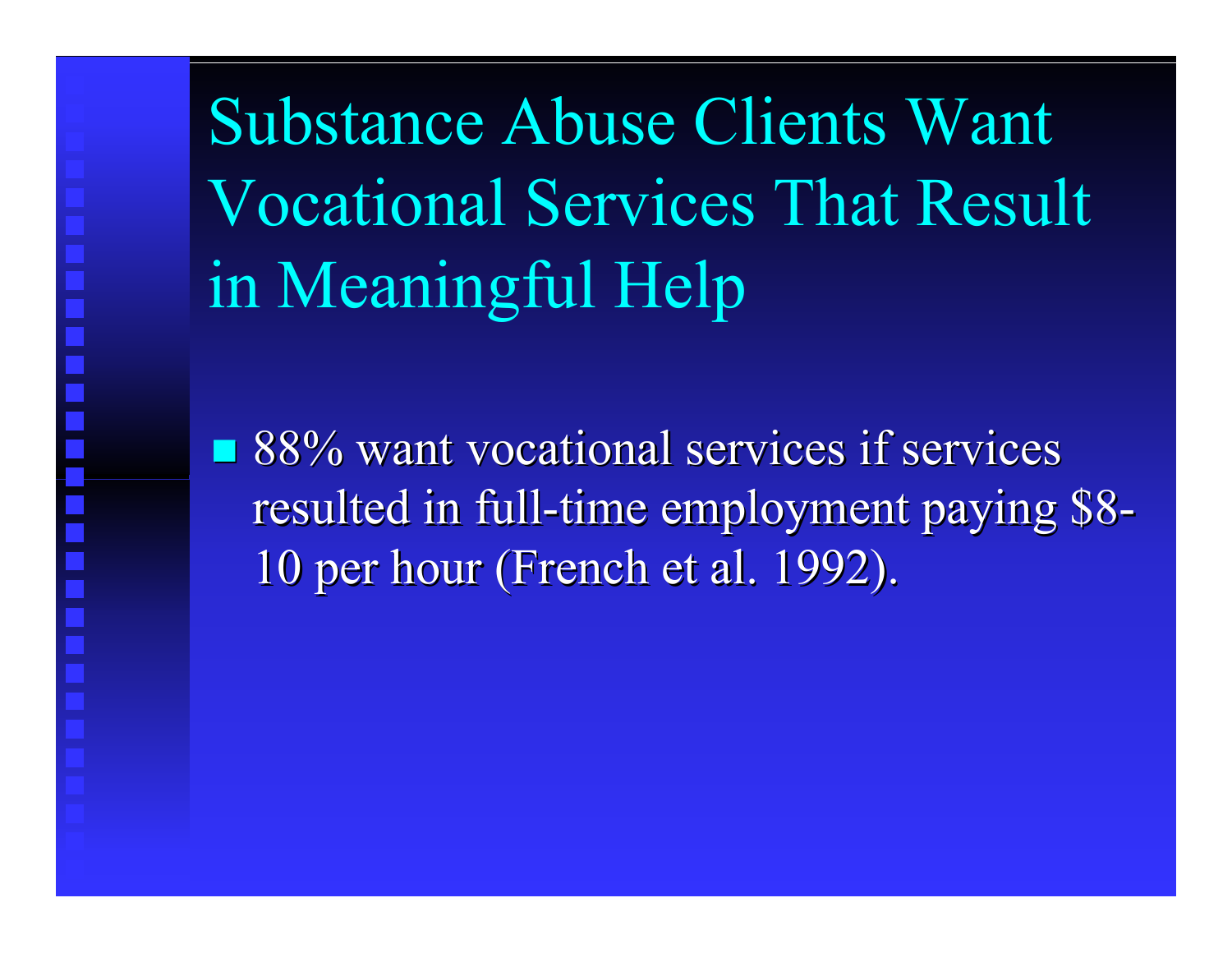# Substance Abuse Clients Want Vocational Services That Result in Meaningful Help

- 88% want vocational services if services resulted in full-time employment paying $8-10 per hour (French et al. 1992).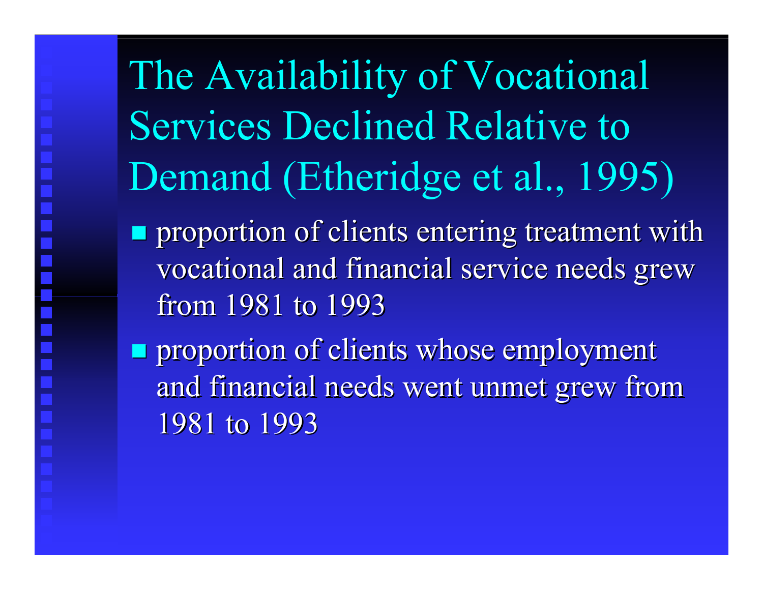# The Availability of Vocational Services Declined Relative to Demand (Etheridge et al., 1995)

- proportion of clients entering treatment with vocational and financial service needs grew from 1981 to 1993
- proportion of clients whose employment and financial needs went unmet grew from 1981 to 1993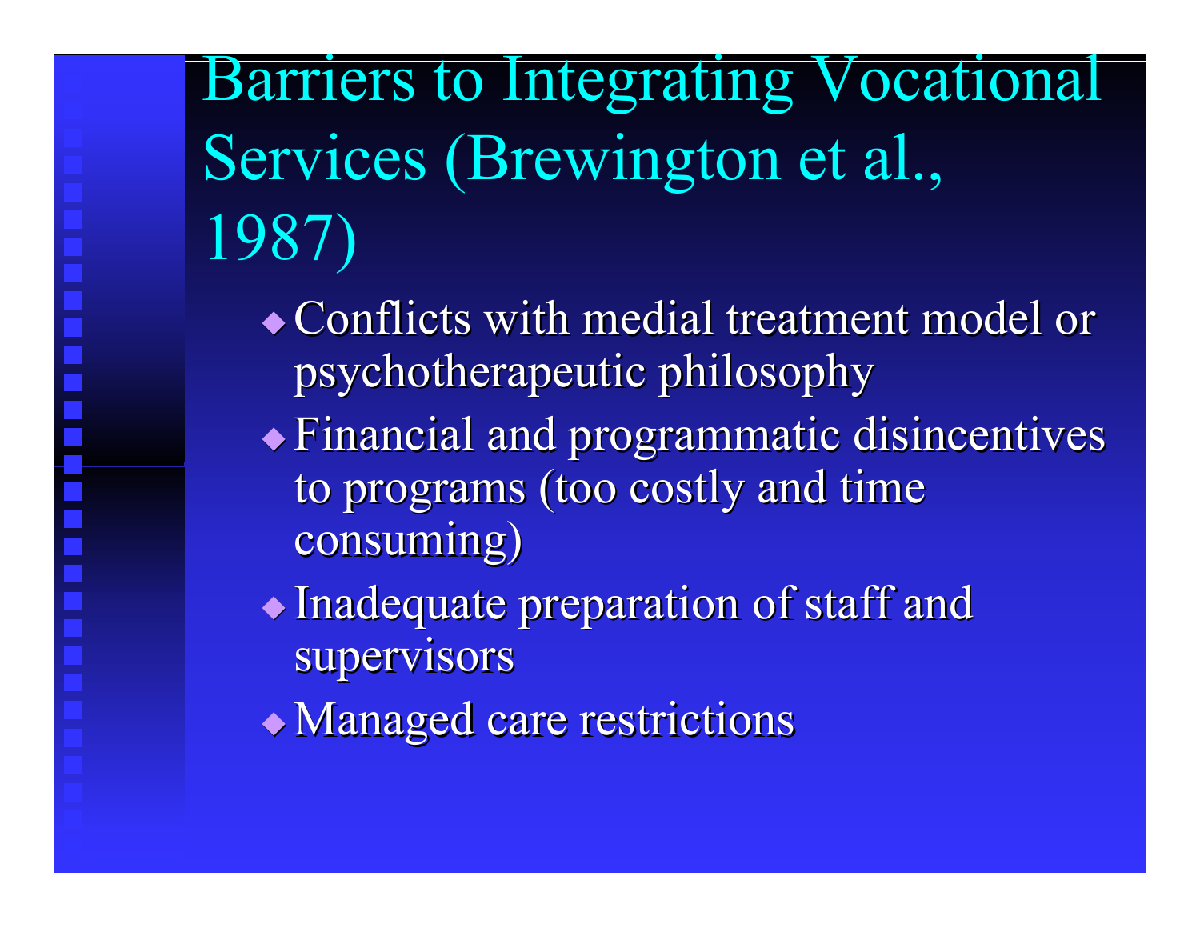# Barriers to Integrating Vocational Services (Brewington et al., 1987)

- Conflicts with medial treatment model or psychotherapeutic philosophy
- Financial and programmatic disincentives to programs (too costly and time consuming)
- Inadequate preparation of staff and supervisors
- Managed care restrictions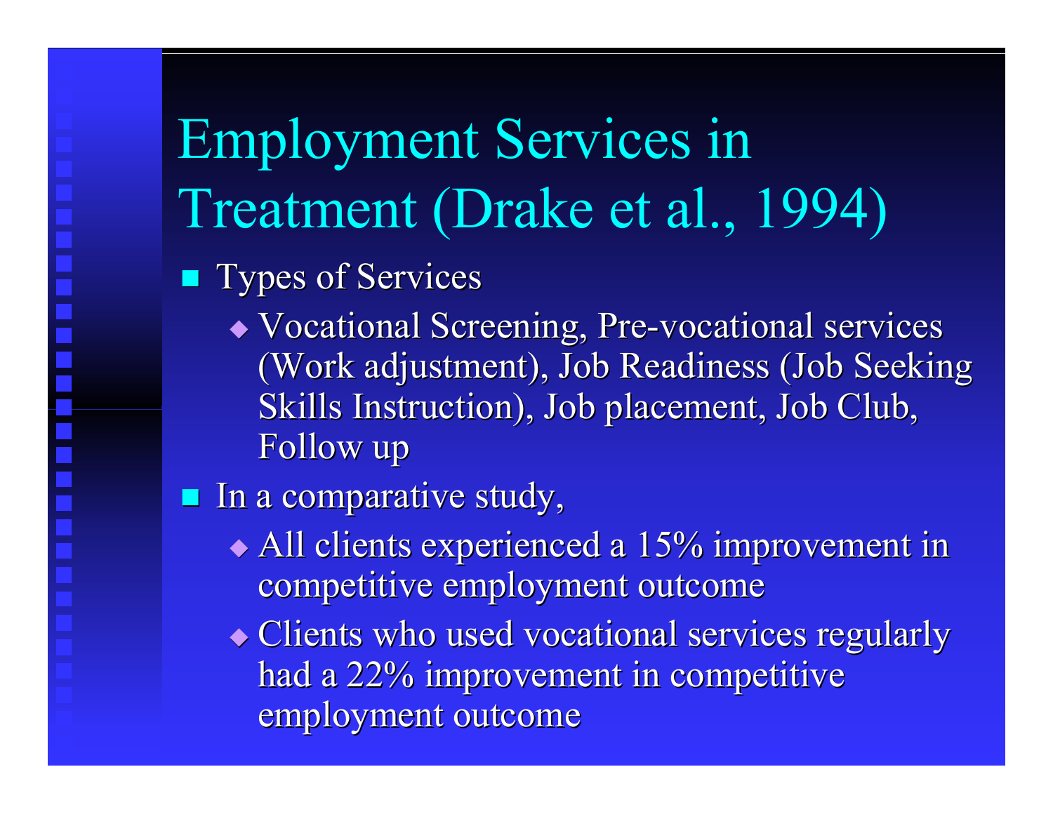# Employment Services in Treatment (Drake et al., 1994)

- Types of Services
  - Vocational Screening, Pre-vocational services (Work adjustment), Job Readiness (Job Seeking Skills Instruction), Job placement, Job Club, Follow up
- In a comparative study,
  - All clients experienced a 15% improvement in competitive employment outcome
  - Clients who used vocational services regularly had a 22% improvement in competitive employment outcome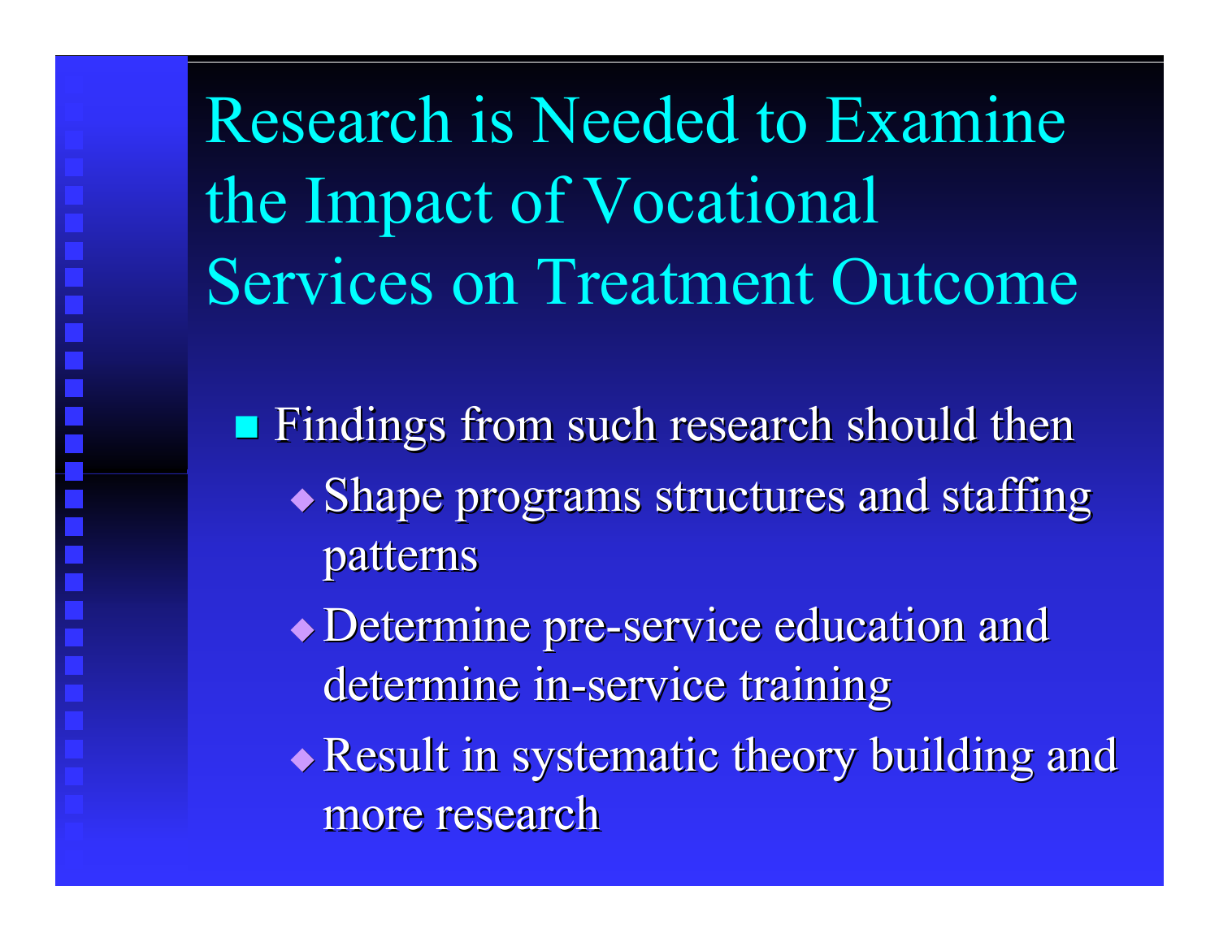# Research is Needed to Examine the Impact of Vocational Services on Treatment Outcome

- Findings from such research should then
  - Shape programs structures and staffing patterns
  - Determine pre-service education and determine in-service training
  - Result in systematic theory building and more research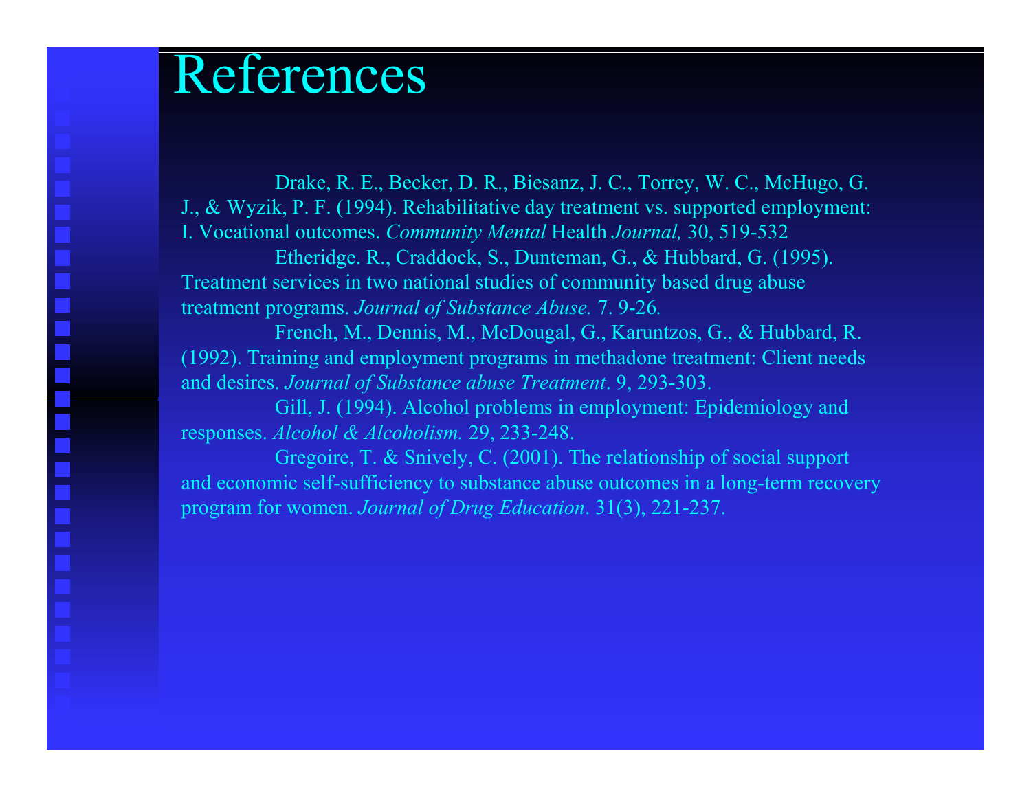# References

Drake, R. E., Becker, D. R., Biesanz, J. C., Torrey, W. C., McHugo, G. J., & Wyzik, P. F. (1994). Rehabilitative day treatment vs. supported employment: I. Vocational outcomes. *Community Mental* Health *Journal,* 30, 519-532

Etheridge. R., Craddock, S., Dunteman, G., & Hubbard, G. (1995). Treatment services in two national studies of community based drug abuse treatment programs. *Journal of Substance Abuse.* 7. 9-26.

French, M., Dennis, M., McDougal, G., Karuntzos, G., & Hubbard, R. (1992). Training and employment programs in methadone treatment: Client needs and desires. *Journal of Substance abuse Treatment*. 9, 293-303.

Gill, J. (1994). Alcohol problems in employment: Epidemiology and responses. *Alcohol & Alcoholism.* 29, 233-248.

Gregoire, T. & Snively, C. (2001). The relationship of social support and economic self-sufficiency to substance abuse outcomes in a long-term recovery program for women. *Journal of Drug Education*. 31(3), 221-237.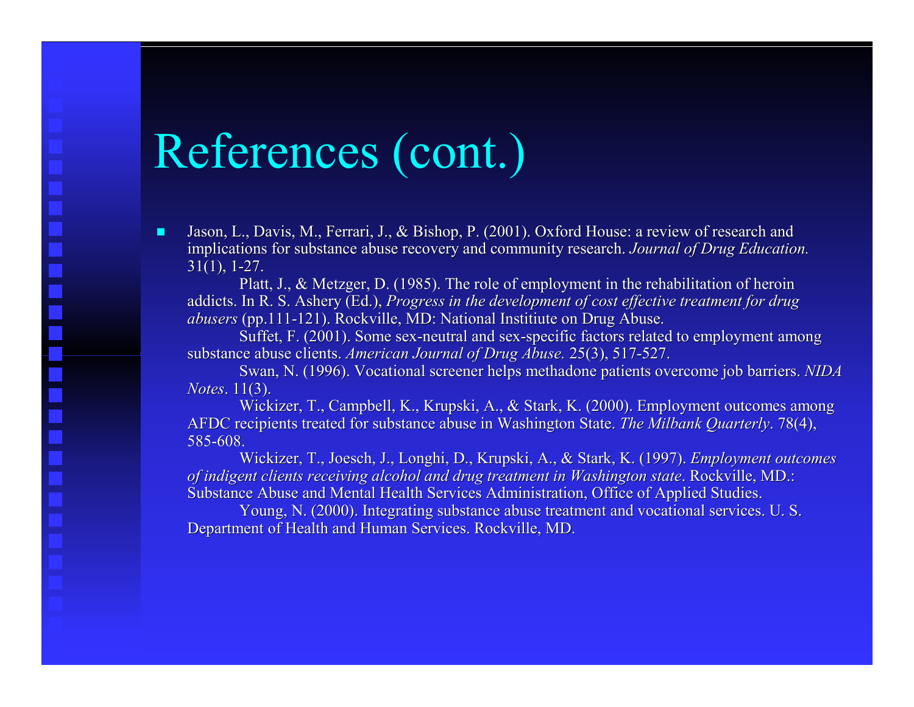# References (cont.)

- Jason, L., Davis, M., Ferrari, J., & Bishop, P. (2001). Oxford House: a review of research and implications for substance abuse recovery and community research. *Journal of Drug Education.* 31(1), 1-27.

  Platt, J., & Metzger, D. (1985). The role of employment in the rehabilitation of heroin addicts. In R. S. Ashery (Ed.), *Progress in the development of cost effective treatment for drug abusers* (pp.111-121). Rockville, MD: National Instituite on Drug Abuse.

  Suffet, F. (2001). Some sex-neutral and sex-specific factors related to employment among substance abuse clients. *American Journal of Drug Abuse.* 25(3), 517-527.

  Swan, N. (1996). Vocational screener helps methadone patients overcome job barriers. *NIDA Notes*. 11(3).

  Wickizer, T., Campbell, K., Krupski, A., & Stark, K. (2000). Employment outcomes among AFDC recipients treated for substance abuse in Washington State. *The Milbank Quarterly*. 78(4), 585-608.

  Wickizer, T., Joesch, J., Longhi, D., Krupski, A., & Stark, K. (1997). *Employment outcomes of indigent clients receiving alcohol and drug treatment in Washington state*. Rockville, MD.: Substance Abuse and Mental Health Services Administration, Office of Applied Studies.

  Young, N. (2000). Integrating substance abuse treatment and vocational services. U. S. Department of Health and Human Services. Rockville, MD.